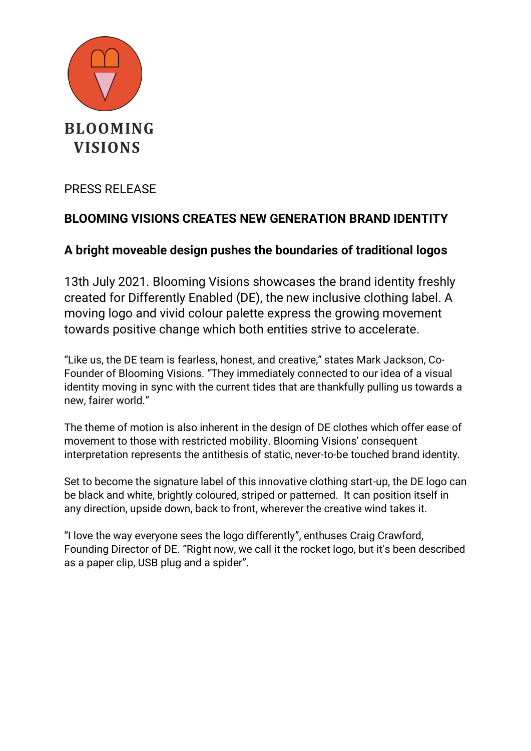BLOOMING VISIONS

PRESS RELEASE

## BLOOMING VISIONS CREATES NEW GENERATION BRAND IDENTITY

### A bright moveable design pushes the boundaries of traditional logos

13th July 2021. Blooming Visions showcases the brand identity freshly created for Differently Enabled (DE), the new inclusive clothing label. A moving logo and vivid colour palette express the growing movement towards positive change which both entities strive to accelerate.

"Like us, the DE team is fearless, honest, and creative," states Mark Jackson, Co-Founder of Blooming Visions. "They immediately connected to our idea of a visual identity moving in sync with the current tides that are thankfully pulling us towards a new, fairer world."

The theme of motion is also inherent in the design of DE clothes which offer ease of movement to those with restricted mobility. Blooming Visions' consequent interpretation represents the antithesis of static, never-to-be touched brand identity.

Set to become the signature label of this innovative clothing start-up, the DE logo can be black and white, brightly coloured, striped or patterned. It can position itself in any direction, upside down, back to front, wherever the creative wind takes it.

"I love the way everyone sees the logo differently", enthuses Craig Crawford, Founding Director of DE. "Right now, we call it the rocket logo, but it's been described as a paper clip, USB plug and a spider".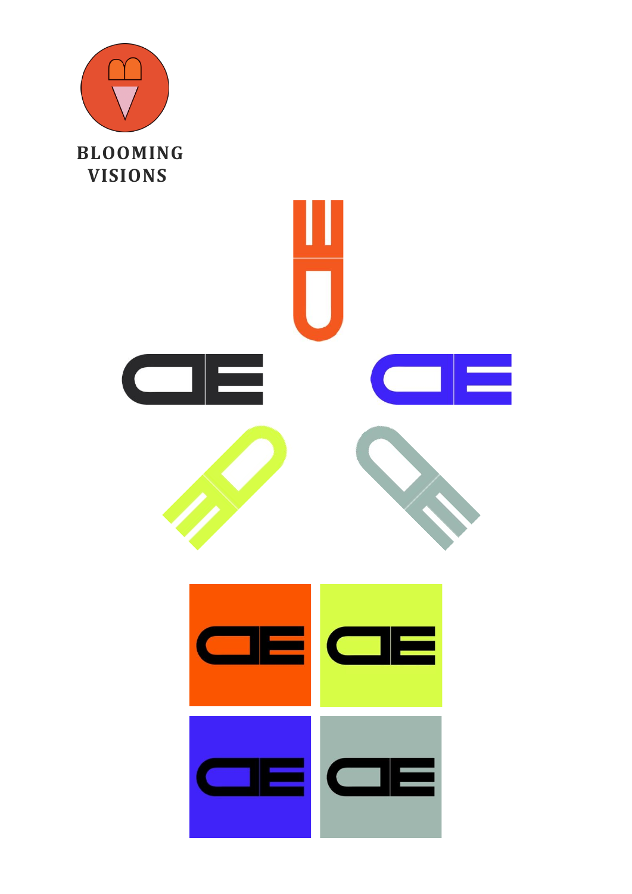BLOOMING VISIONS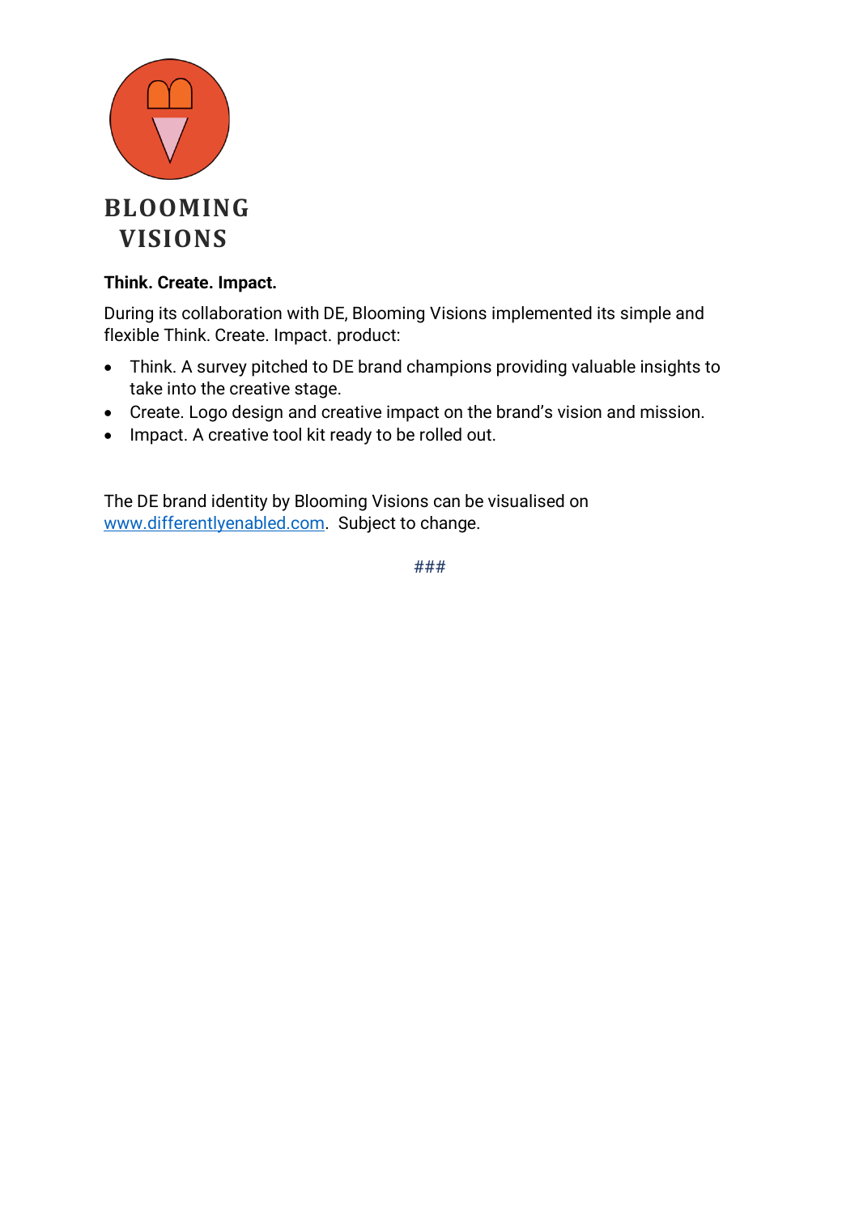**BLOOMING VISIONS**

**Think. Create. Impact.**

During its collaboration with DE, Blooming Visions implemented its simple and flexible Think. Create. Impact. product:

- Think. A survey pitched to DE brand champions providing valuable insights to take into the creative stage.
- Create. Logo design and creative impact on the brand's vision and mission.
- Impact. A creative tool kit ready to be rolled out.

The DE brand identity by Blooming Visions can be visualised on [www.differentlyenabled.com](http://www.differentlyenabled.com). Subject to change.

###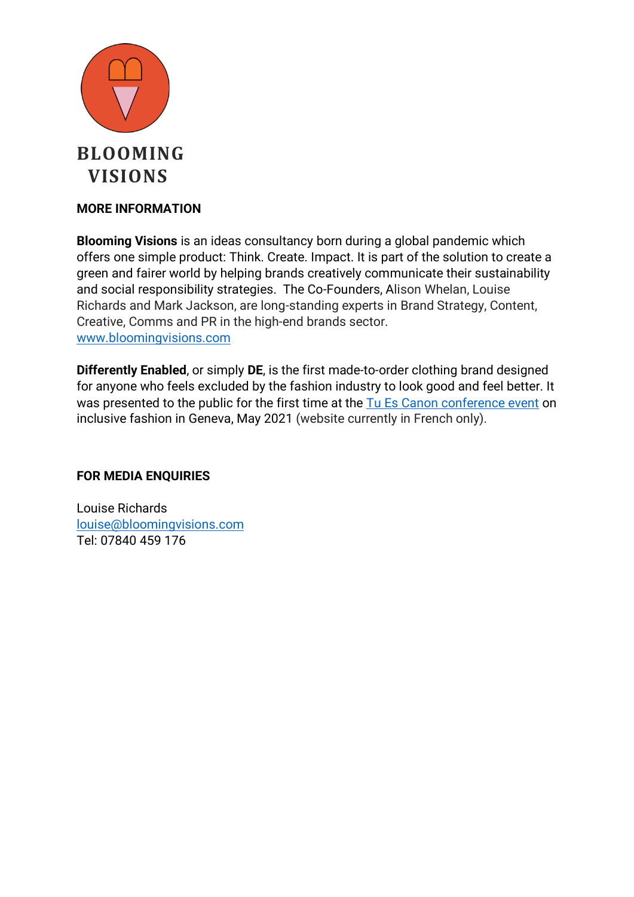**BLOOMING VISIONS**

## MORE INFORMATION

**Blooming Visions** is an ideas consultancy born during a global pandemic which offers one simple product: Think. Create. Impact. It is part of the solution to create a green and fairer world by helping brands creatively communicate their sustainability and social responsibility strategies. The Co-Founders, Alison Whelan, Louise Richards and Mark Jackson, are long-standing experts in Brand Strategy, Content, Creative, Comms and PR in the high-end brands sector.
www.bloomingvisions.com

**Differently Enabled**, or simply **DE**, is the first made-to-order clothing brand designed for anyone who feels excluded by the fashion industry to look good and feel better. It was presented to the public for the first time at the Tu Es Canon conference event on inclusive fashion in Geneva, May 2021 (website currently in French only).

## FOR MEDIA ENQUIRIES

Louise Richards
louise@bloomingvisions.com
Tel: 07840 459 176